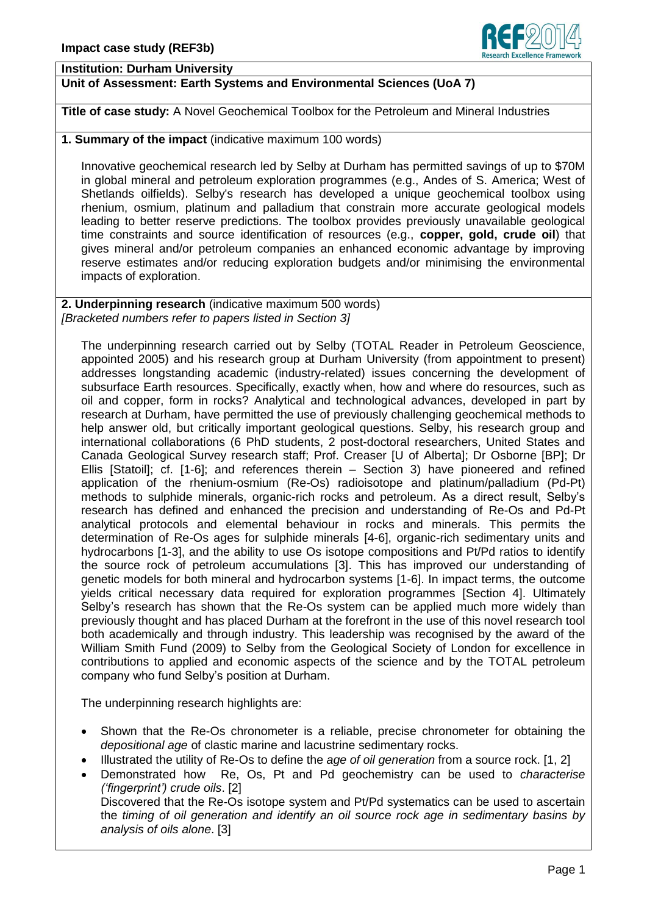**Impact case study (REF3b)**

**Institution: Durham University**

**Unit of Assessment: Earth Systems and Environmental Sciences (UoA 7)**

**Title of case study:** A Novel Geochemical Toolbox for the Petroleum and Mineral Industries

## 1. Summary of the impact (indicative maximum 100 words)

Innovative geochemical research led by Selby at Durham has permitted savings of up to $70M in global mineral and petroleum exploration programmes (e.g., Andes of S. America; West of Shetlands oilfields). Selby's research has developed a unique geochemical toolbox using rhenium, osmium, platinum and palladium that constrain more accurate geological models leading to better reserve predictions. The toolbox provides previously unavailable geological time constraints and source identification of resources (e.g., **copper, gold, crude oil**) that gives mineral and/or petroleum companies an enhanced economic advantage by improving reserve estimates and/or reducing exploration budgets and/or minimising the environmental impacts of exploration.

## 2. Underpinning research (indicative maximum 500 words)

*[Bracketed numbers refer to papers listed in Section 3]*

The underpinning research carried out by Selby (TOTAL Reader in Petroleum Geoscience, appointed 2005) and his research group at Durham University (from appointment to present) addresses longstanding academic (industry-related) issues concerning the development of subsurface Earth resources. Specifically, exactly when, how and where do resources, such as oil and copper, form in rocks? Analytical and technological advances, developed in part by research at Durham, have permitted the use of previously challenging geochemical methods to help answer old, but critically important geological questions. Selby, his research group and international collaborations (6 PhD students, 2 post-doctoral researchers, United States and Canada Geological Survey research staff; Prof. Creaser [U of Alberta]; Dr Osborne [BP]; Dr Ellis [Statoil]; cf. [1-6]; and references therein – Section 3) have pioneered and refined application of the rhenium-osmium (Re-Os) radioisotope and platinum/palladium (Pd-Pt) methods to sulphide minerals, organic-rich rocks and petroleum. As a direct result, Selby's research has defined and enhanced the precision and understanding of Re-Os and Pd-Pt analytical protocols and elemental behaviour in rocks and minerals. This permits the determination of Re-Os ages for sulphide minerals [4-6], organic-rich sedimentary units and hydrocarbons [1-3], and the ability to use Os isotope compositions and Pt/Pd ratios to identify the source rock of petroleum accumulations [3]. This has improved our understanding of genetic models for both mineral and hydrocarbon systems [1-6]. In impact terms, the outcome yields critical necessary data required for exploration programmes [Section 4]. Ultimately Selby's research has shown that the Re-Os system can be applied much more widely than previously thought and has placed Durham at the forefront in the use of this novel research tool both academically and through industry. This leadership was recognised by the award of the William Smith Fund (2009) to Selby from the Geological Society of London for excellence in contributions to applied and economic aspects of the science and by the TOTAL petroleum company who fund Selby's position at Durham.

The underpinning research highlights are:

- Shown that the Re-Os chronometer is a reliable, precise chronometer for obtaining the *depositional age* of clastic marine and lacustrine sedimentary rocks.
- Illustrated the utility of Re-Os to define the *age of oil generation* from a source rock. [1, 2]
- Demonstrated how Re, Os, Pt and Pd geochemistry can be used to *characterise ('fingerprint') crude oils*. [2]
  Discovered that the Re-Os isotope system and Pt/Pd systematics can be used to ascertain the *timing of oil generation and identify an oil source rock age in sedimentary basins by analysis of oils alone*. [3]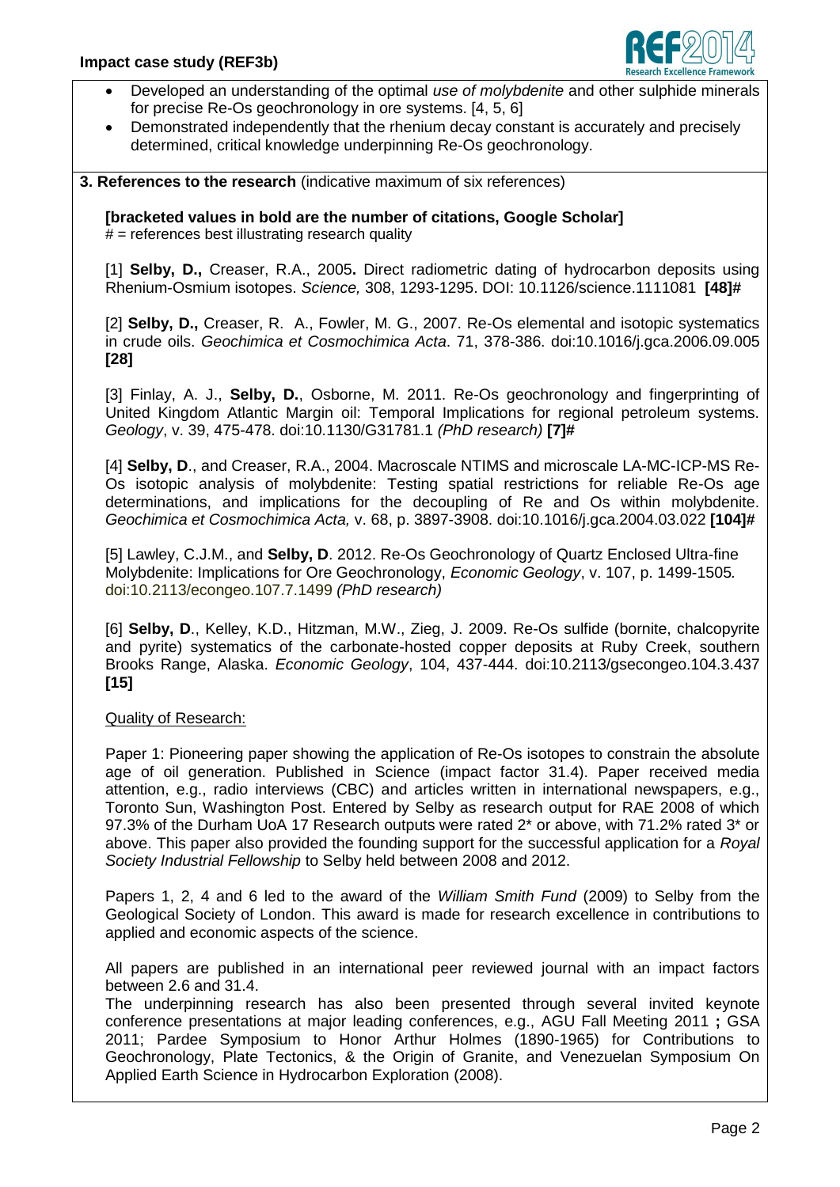- Developed an understanding of the optimal *use of molybdenite* and other sulphide minerals for precise Re-Os geochronology in ore systems. [4, 5, 6]
- Demonstrated independently that the rhenium decay constant is accurately and precisely determined, critical knowledge underpinning Re-Os geochronology.

## 3. References to the research (indicative maximum of six references)

**[bracketed values in bold are the number of citations, Google Scholar]**
# = references best illustrating research quality

[1] **Selby, D.,** Creaser, R.A., 2005**.** Direct radiometric dating of hydrocarbon deposits using Rhenium-Osmium isotopes. *Science,* 308, 1293-1295. DOI: 10.1126/science.1111081 **[48]#**

[2] **Selby, D.,** Creaser, R. A., Fowler, M. G., 2007. Re-Os elemental and isotopic systematics in crude oils. *Geochimica et Cosmochimica Acta*. 71, 378-386. doi:10.1016/j.gca.2006.09.005 **[28]**

[3] Finlay, A. J., **Selby, D.**, Osborne, M. 2011. Re-Os geochronology and fingerprinting of United Kingdom Atlantic Margin oil: Temporal Implications for regional petroleum systems. *Geology*, v. 39, 475-478. doi:10.1130/G31781.1 *(PhD research)* **[7]#**

[4] **Selby, D**., and Creaser, R.A., 2004. Macroscale NTIMS and microscale LA-MC-ICP-MS Re-Os isotopic analysis of molybdenite: Testing spatial restrictions for reliable Re-Os age determinations, and implications for the decoupling of Re and Os within molybdenite. *Geochimica et Cosmochimica Acta,* v. 68, p. 3897-3908. doi:10.1016/j.gca.2004.03.022 **[104]#**

[5] Lawley, C.J.M., and **Selby, D**. 2012. Re-Os Geochronology of Quartz Enclosed Ultra-fine Molybdenite: Implications for Ore Geochronology, *Economic Geology*, v. 107, p. 1499-1505*.* doi:10.2113/econgeo.107.7.1499 *(PhD research)*

[6] **Selby, D**., Kelley, K.D., Hitzman, M.W., Zieg, J. 2009. Re-Os sulfide (bornite, chalcopyrite and pyrite) systematics of the carbonate-hosted copper deposits at Ruby Creek, southern Brooks Range, Alaska. *Economic Geology*, 104, 437-444. doi:10.2113/gsecongeo.104.3.437 **[15]**

<u>Quality of Research:</u>

Paper 1: Pioneering paper showing the application of Re-Os isotopes to constrain the absolute age of oil generation. Published in Science (impact factor 31.4). Paper received media attention, e.g., radio interviews (CBC) and articles written in international newspapers, e.g., Toronto Sun, Washington Post. Entered by Selby as research output for RAE 2008 of which 97.3% of the Durham UoA 17 Research outputs were rated 2* or above, with 71.2% rated 3* or above. This paper also provided the founding support for the successful application for a *Royal Society Industrial Fellowship* to Selby held between 2008 and 2012.

Papers 1, 2, 4 and 6 led to the award of the *William Smith Fund* (2009) to Selby from the Geological Society of London. This award is made for research excellence in contributions to applied and economic aspects of the science.

All papers are published in an international peer reviewed journal with an impact factors between 2.6 and 31.4.
The underpinning research has also been presented through several invited keynote conference presentations at major leading conferences, e.g., AGU Fall Meeting 2011 **;** GSA 2011; Pardee Symposium to Honor Arthur Holmes (1890-1965) for Contributions to Geochronology, Plate Tectonics, & the Origin of Granite, and Venezuelan Symposium On Applied Earth Science in Hydrocarbon Exploration (2008).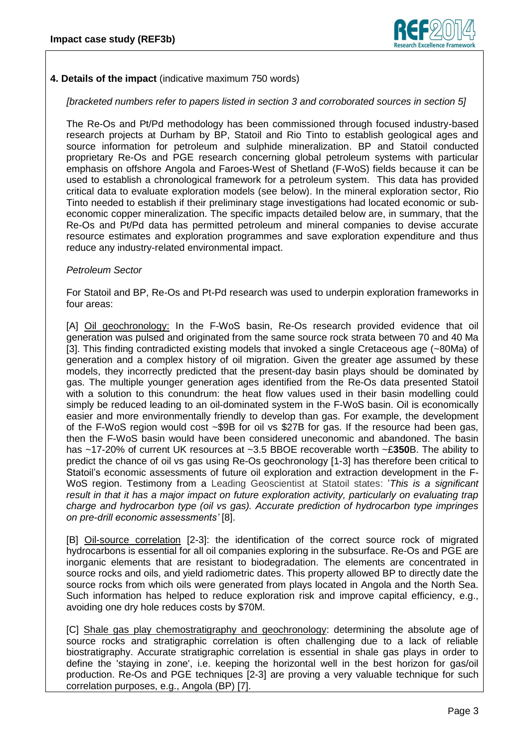**4. Details of the impact** (indicative maximum 750 words)

*[bracketed numbers refer to papers listed in section 3 and corroborated sources in section 5]*

The Re-Os and Pt/Pd methodology has been commissioned through focused industry-based research projects at Durham by BP, Statoil and Rio Tinto to establish geological ages and source information for petroleum and sulphide mineralization. BP and Statoil conducted proprietary Re-Os and PGE research concerning global petroleum systems with particular emphasis on offshore Angola and Faroes-West of Shetland (F-WoS) fields because it can be used to establish a chronological framework for a petroleum system. This data has provided critical data to evaluate exploration models (see below). In the mineral exploration sector, Rio Tinto needed to establish if their preliminary stage investigations had located economic or sub-economic copper mineralization. The specific impacts detailed below are, in summary, that the Re-Os and Pt/Pd data has permitted petroleum and mineral companies to devise accurate resource estimates and exploration programmes and save exploration expenditure and thus reduce any industry-related environmental impact.

*Petroleum Sector*

For Statoil and BP, Re-Os and Pt-Pd research was used to underpin exploration frameworks in four areas:

[A] <u>Oil geochronology:</u> In the F-WoS basin, Re-Os research provided evidence that oil generation was pulsed and originated from the same source rock strata between 70 and 40 Ma [3]. This finding contradicted existing models that invoked a single Cretaceous age (~80Ma) of generation and a complex history of oil migration. Given the greater age assumed by these models, they incorrectly predicted that the present-day basin plays should be dominated by gas. The multiple younger generation ages identified from the Re-Os data presented Statoil with a solution to this conundrum: the heat flow values used in their basin modelling could simply be reduced leading to an oil-dominated system in the F-WoS basin. Oil is economically easier and more environmentally friendly to develop than gas. For example, the development of the F-WoS region would cost ~$9B for oil vs $27B for gas. If the resource had been gas, then the F-WoS basin would have been considered uneconomic and abandoned. The basin has ~17-20% of current UK resources at ~3.5 BBOE recoverable worth ~£**350**B. The ability to predict the chance of oil vs gas using Re-Os geochronology [1-3] has therefore been critical to Statoil's economic assessments of future oil exploration and extraction development in the F-WoS region. Testimony from a Leading Geoscientist at Statoil states: '*This is a significant result in that it has a major impact on future exploration activity, particularly on evaluating trap charge and hydrocarbon type (oil vs gas). Accurate prediction of hydrocarbon type impringes on pre-drill economic assessments'* [8].

[B] <u>Oil-source correlation</u> [2-3]: the identification of the correct source rock of migrated hydrocarbons is essential for all oil companies exploring in the subsurface. Re-Os and PGE are inorganic elements that are resistant to biodegradation. The elements are concentrated in source rocks and oils, and yield radiometric dates. This property allowed BP to directly date the source rocks from which oils were generated from plays located in Angola and the North Sea. Such information has helped to reduce exploration risk and improve capital efficiency, e.g., avoiding one dry hole reduces costs by $70M.

[C] <u>Shale gas play chemostratigraphy and geochronology</u>: determining the absolute age of source rocks and stratigraphic correlation is often challenging due to a lack of reliable biostratigraphy. Accurate stratigraphic correlation is essential in shale gas plays in order to define the 'staying in zone', i.e. keeping the horizontal well in the best horizon for gas/oil production. Re-Os and PGE techniques [2-3] are proving a very valuable technique for such correlation purposes, e.g., Angola (BP) [7].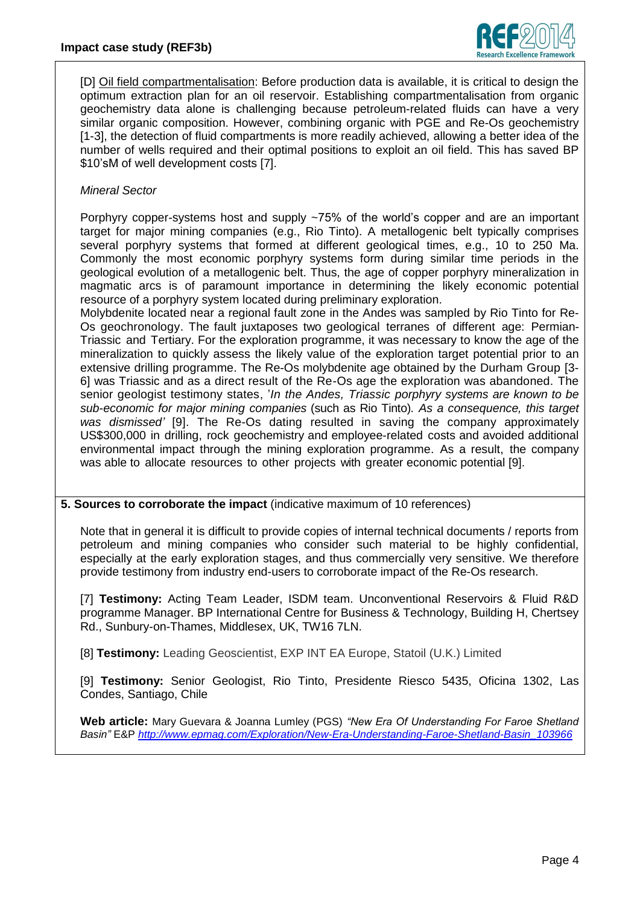[D] Oil field compartmentalisation: Before production data is available, it is critical to design the optimum extraction plan for an oil reservoir. Establishing compartmentalisation from organic geochemistry data alone is challenging because petroleum-related fluids can have a very similar organic composition. However, combining organic with PGE and Re-Os geochemistry [1-3], the detection of fluid compartments is more readily achieved, allowing a better idea of the number of wells required and their optimal positions to exploit an oil field. This has saved BP $10'sM of well development costs [7].

*Mineral Sector*

Porphyry copper-systems host and supply ~75% of the world's copper and are an important target for major mining companies (e.g., Rio Tinto). A metallogenic belt typically comprises several porphyry systems that formed at different geological times, e.g., 10 to 250 Ma. Commonly the most economic porphyry systems form during similar time periods in the geological evolution of a metallogenic belt. Thus, the age of copper porphyry mineralization in magmatic arcs is of paramount importance in determining the likely economic potential resource of a porphyry system located during preliminary exploration.

Molybdenite located near a regional fault zone in the Andes was sampled by Rio Tinto for Re-Os geochronology. The fault juxtaposes two geological terranes of different age: Permian-Triassic and Tertiary. For the exploration programme, it was necessary to know the age of the mineralization to quickly assess the likely value of the exploration target potential prior to an extensive drilling programme. The Re-Os molybdenite age obtained by the Durham Group [3-6] was Triassic and as a direct result of the Re-Os age the exploration was abandoned. The senior geologist testimony states, '*In the Andes, Triassic porphyry systems are known to be sub-economic for major mining companies* (such as Rio Tinto)*. As a consequence, this target was dismissed'* [9]. The Re-Os dating resulted in saving the company approximately US$300,000 in drilling, rock geochemistry and employee-related costs and avoided additional environmental impact through the mining exploration programme. As a result, the company was able to allocate resources to other projects with greater economic potential [9].

## 5. Sources to corroborate the impact (indicative maximum of 10 references)

Note that in general it is difficult to provide copies of internal technical documents / reports from petroleum and mining companies who consider such material to be highly confidential, especially at the early exploration stages, and thus commercially very sensitive. We therefore provide testimony from industry end-users to corroborate impact of the Re-Os research.

[7] **Testimony:** Acting Team Leader, ISDM team. Unconventional Reservoirs & Fluid R&D programme Manager. BP International Centre for Business & Technology, Building H, Chertsey Rd., Sunbury-on-Thames, Middlesex, UK, TW16 7LN.

[8] **Testimony:** Leading Geoscientist, EXP INT EA Europe, Statoil (U.K.) Limited

[9] **Testimony:** Senior Geologist, Rio Tinto, Presidente Riesco 5435, Oficina 1302, Las Condes, Santiago, Chile

**Web article:** Mary Guevara & Joanna Lumley (PGS) *"New Era Of Understanding For Faroe Shetland Basin"* E&P *http://www.epmag.com/Exploration/New-Era-Understanding-Faroe-Shetland-Basin_103966*